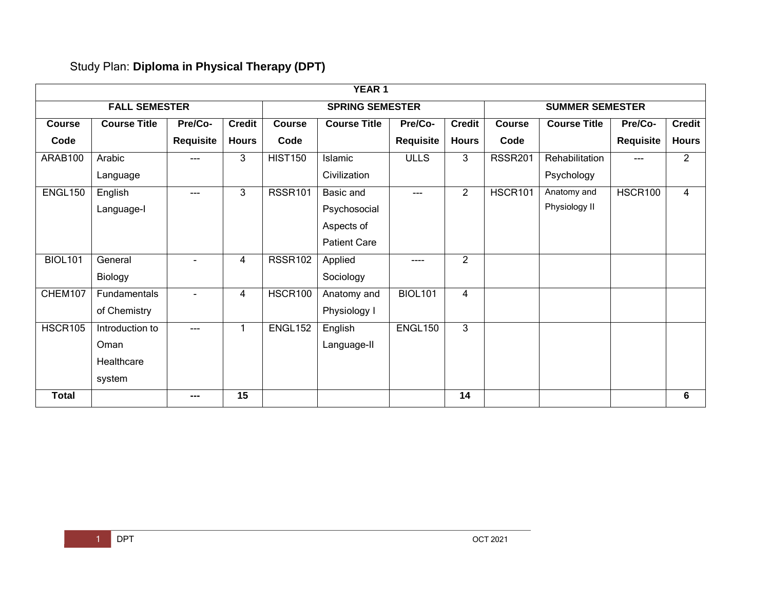Study Plan: **Diploma in Physical Therapy (DPT)**

| YEAR 1 | | | | | | | | | | | |
|---|---|---|---|---|---|---|---|---|---|---|---|
| **FALL SEMESTER** | | | | **SPRING SEMESTER** | | | | **SUMMER SEMESTER** | | | |
| **Course Code** | **Course Title** | **Pre/Co-Requisite** | **Credit Hours** | **Course Code** | **Course Title** | **Pre/Co-Requisite** | **Credit Hours** | **Course Code** | **Course Title** | **Pre/Co-Requisite** | **Credit Hours** |
| ARAB100 | Arabic Language | --- | 3 | HIST150 | Islamic Civilization | ULLS | 3 | RSSR201 | Rehabilitation Psychology | --- | 2 |
| ENGL150 | English Language-I | --- | 3 | RSSR101 | Basic and Psychosocial Aspects of Patient Care | --- | 2 | HSCR101 | Anatomy and Physiology II | HSCR100 | 4 |
| BIOL101 | General Biology | - | 4 | RSSR102 | Applied Sociology | ---- | 2 | | | | |
| CHEM107 | Fundamentals of Chemistry | - | 4 | HSCR100 | Anatomy and Physiology I | BIOL101 | 4 | | | | |
| HSCR105 | Introduction to Oman Healthcare system | --- | 1 | ENGL152 | English Language-II | ENGL150 | 3 | | | | |
| **Total** | | **---** | **15** | | | | **14** | | | | **6** |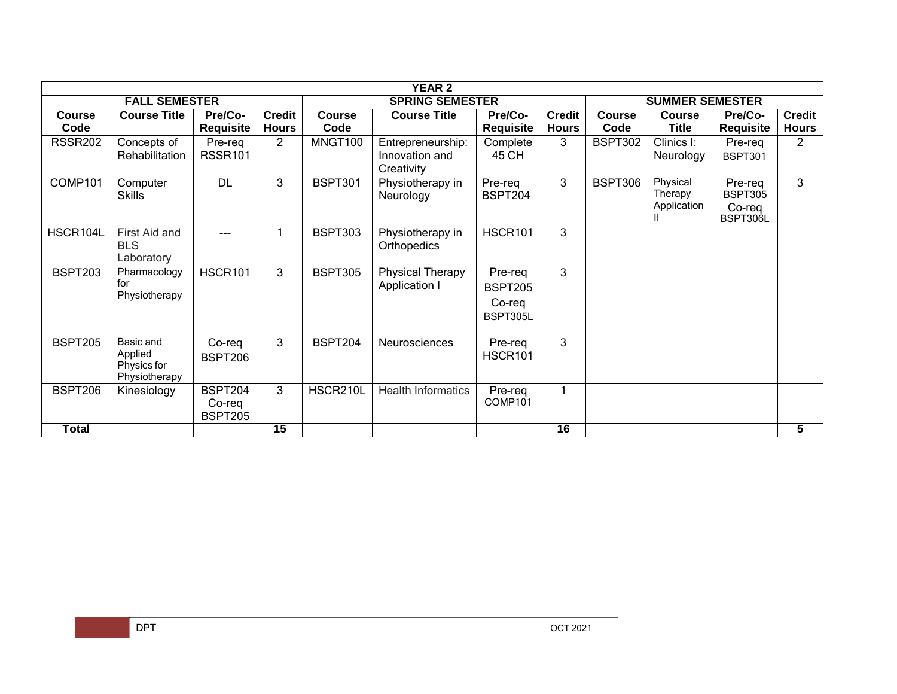| YEAR 2 | | | | | | | | | | | |
|---|---|---|---|---|---|---|---|---|---|---|---|
| **FALL SEMESTER** | | | | **SPRING SEMESTER** | | | | **SUMMER SEMESTER** | | | |
| **Course Code** | **Course Title** | **Pre/Co-Requisite** | **Credit Hours** | **Course Code** | **Course Title** | **Pre/Co-Requisite** | **Credit Hours** | **Course Code** | **Course Title** | **Pre/Co-Requisite** | **Credit Hours** |
| RSSR202 | Concepts of Rehabilitation | Pre-req RSSR101 | 2 | MNGT100 | Entrepreneurship: Innovation and Creativity | Complete 45 CH | 3 | BSPT302 | Clinics I: Neurology | Pre-req BSPT301 | 2 |
| COMP101 | Computer Skills | DL | 3 | BSPT301 | Physiotherapy in Neurology | Pre-req BSPT204 | 3 | BSPT306 | Physical Therapy Application II | Pre-req BSPT305 Co-req BSPT306L | 3 |
| HSCR104L | First Aid and BLS Laboratory | --- | 1 | BSPT303 | Physiotherapy in Orthopedics | HSCR101 | 3 | | | | |
| BSPT203 | Pharmacology for Physiotherapy | HSCR101 | 3 | BSPT305 | Physical Therapy Application I | Pre-req BSPT205 Co-req BSPT305L | 3 | | | | |
| BSPT205 | Basic and Applied Physics for Physiotherapy | Co-req BSPT206 | 3 | BSPT204 | Neurosciences | Pre-req HSCR101 | 3 | | | | |
| BSPT206 | Kinesiology | BSPT204 Co-req BSPT205 | 3 | HSCR210L | Health Informatics | Pre-req COMP101 | 1 | | | | |
| **Total** | | | **15** | | | | **16** | | | | **5** |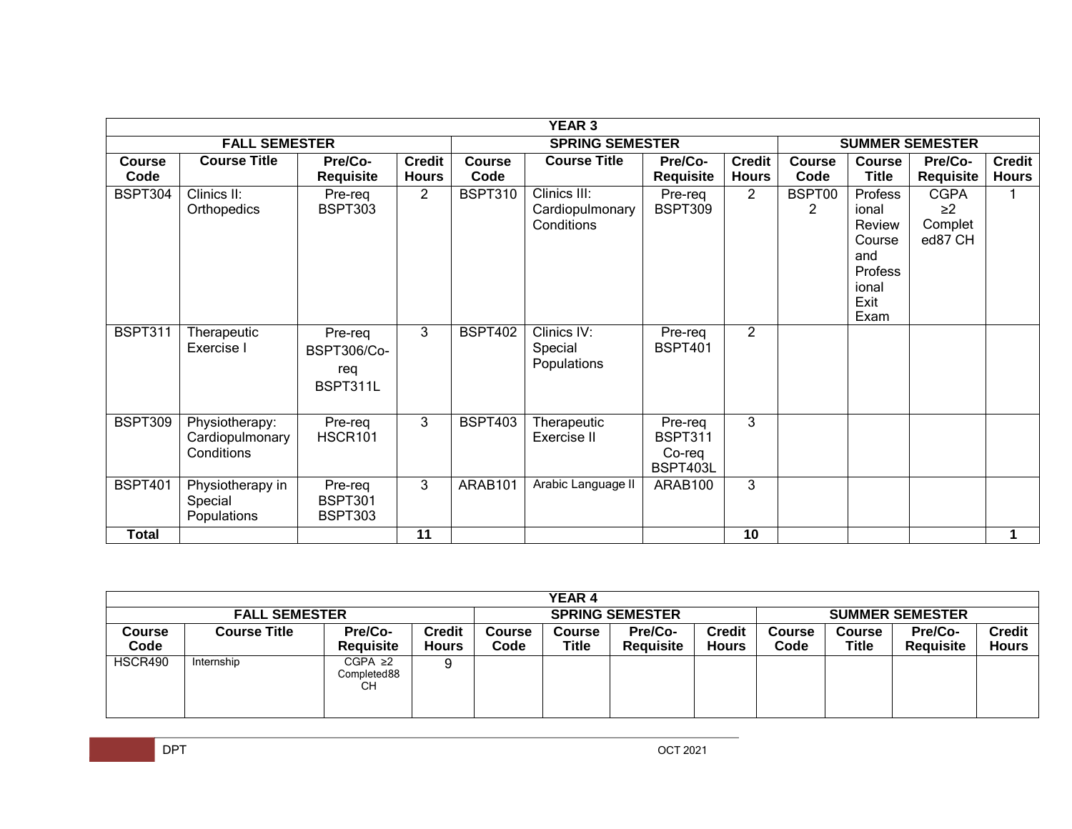| YEAR 3 | | | | | | | | | | | |
|---|---|---|---|---|---|---|---|---|---|---|---|
| **FALL SEMESTER** | | | | **SPRING SEMESTER** | | | | **SUMMER SEMESTER** | | | |
| **Course Code** | **Course Title** | **Pre/Co-Requisite** | **Credit Hours** | **Course Code** | **Course Title** | **Pre/Co-Requisite** | **Credit Hours** | **Course Code** | **Course Title** | **Pre/Co-Requisite** | **Credit Hours** |
| BSPT304 | Clinics II: Orthopedics | Pre-req BSPT303 | 2 | BSPT310 | Clinics III: Cardiopulmonary Conditions | Pre-req BSPT309 | 2 | BSPT002 | Professional Review Course and Professional Exit Exam | CGPA ≥2 Completed87 CH | 1 |
| BSPT311 | Therapeutic Exercise I | Pre-req BSPT306/Co-req BSPT311L | 3 | BSPT402 | Clinics IV: Special Populations | Pre-req BSPT401 | 2 | | | | |
| BSPT309 | Physiotherapy: Cardiopulmonary Conditions | Pre-req HSCR101 | 3 | BSPT403 | Therapeutic Exercise II | Pre-req BSPT311 Co-req BSPT403L | 3 | | | | |
| BSPT401 | Physiotherapy in Special Populations | Pre-req BSPT301 BSPT303 | 3 | ARAB101 | Arabic Language II | ARAB100 | 3 | | | | |
| **Total** | | | **11** | | | | **10** | | | | **1** |

| YEAR 4 | | | | | | | | | | | |
|---|---|---|---|---|---|---|---|---|---|---|---|
| **FALL SEMESTER** | | | | **SPRING SEMESTER** | | | | **SUMMER SEMESTER** | | | |
| **Course Code** | **Course Title** | **Pre/Co-Requisite** | **Credit Hours** | **Course Code** | **Course Title** | **Pre/Co-Requisite** | **Credit Hours** | **Course Code** | **Course Title** | **Pre/Co-Requisite** | **Credit Hours** |
| HSCR490 | Internship | CGPA ≥2 Completed88 CH | 9 | | | | | | | | |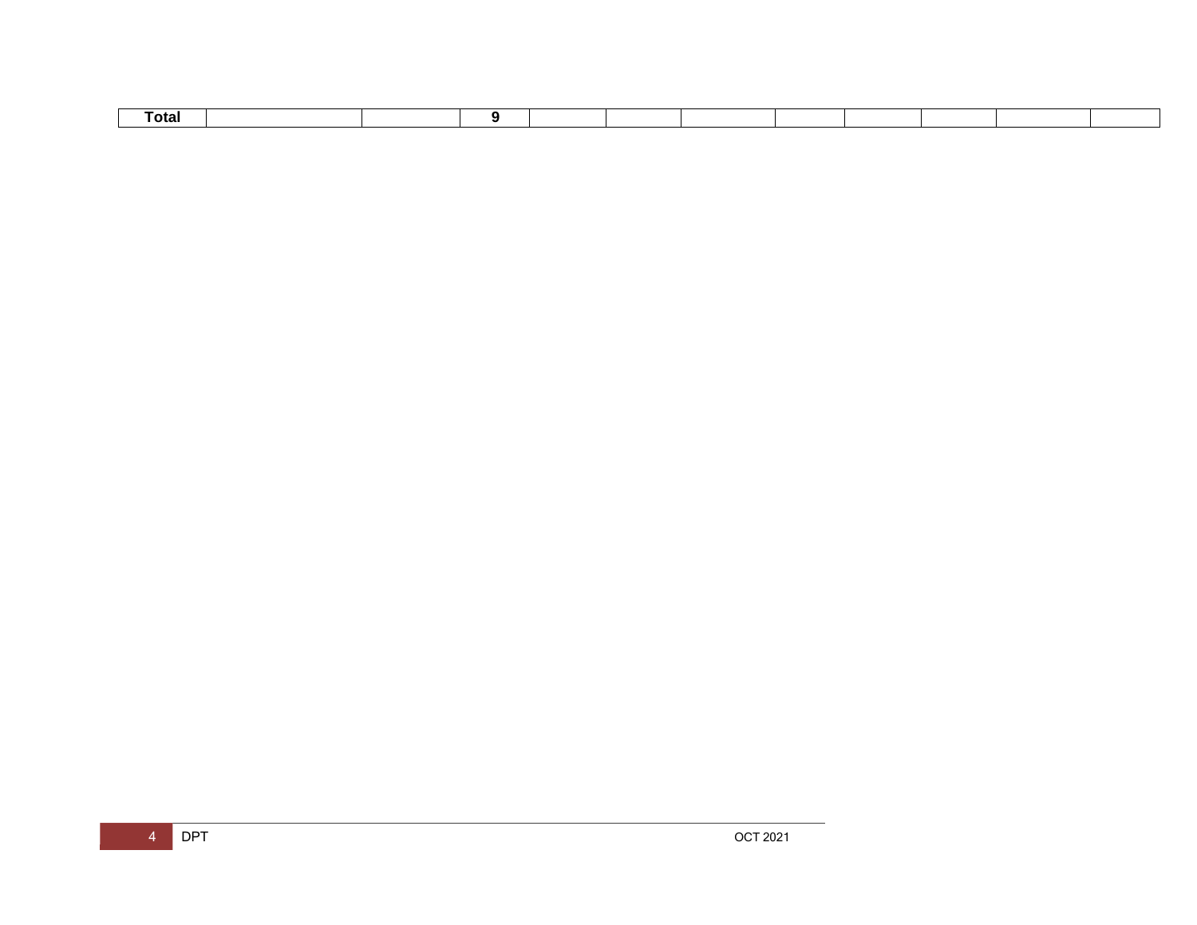| | | | | | | | | | | | |
|---|---|---|---|---|---|---|---|---|---|---|---|
| **Total** | | | **9** | | | | | | | | |